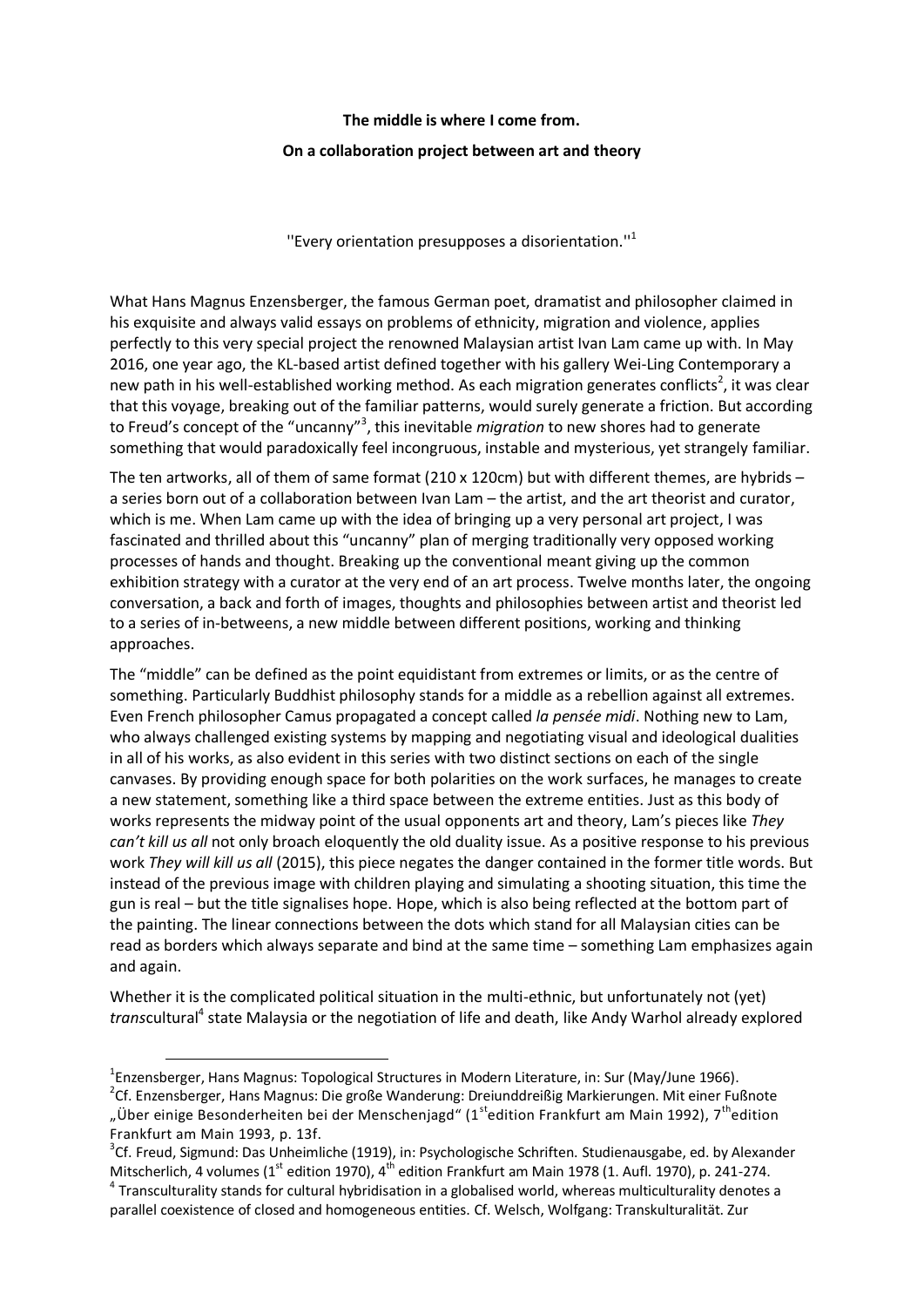**The middle is where I come from.**

**On a collaboration project between art and theory**

''Every orientation presupposes a disorientation.''[1]

What Hans Magnus Enzensberger, the famous German poet, dramatist and philosopher claimed in his exquisite and always valid essays on problems of ethnicity, migration and violence, applies perfectly to this very special project the renowned Malaysian artist Ivan Lam came up with. In May 2016, one year ago, the KL-based artist defined together with his gallery Wei-Ling Contemporary a new path in his well-established working method. As each migration generates conflicts[2], it was clear that this voyage, breaking out of the familiar patterns, would surely generate a friction. But according to Freud's concept of the "uncanny"[3], this inevitable *migration* to new shores had to generate something that would paradoxically feel incongruous, instable and mysterious, yet strangely familiar.

The ten artworks, all of them of same format (210 x 120cm) but with different themes, are hybrids – a series born out of a collaboration between Ivan Lam – the artist, and the art theorist and curator, which is me. When Lam came up with the idea of bringing up a very personal art project, I was fascinated and thrilled about this "uncanny" plan of merging traditionally very opposed working processes of hands and thought. Breaking up the conventional meant giving up the common exhibition strategy with a curator at the very end of an art process. Twelve months later, the ongoing conversation, a back and forth of images, thoughts and philosophies between artist and theorist led to a series of in-betweens, a new middle between different positions, working and thinking approaches.

The "middle" can be defined as the point equidistant from extremes or limits, or as the centre of something. Particularly Buddhist philosophy stands for a middle as a rebellion against all extremes. Even French philosopher Camus propagated a concept called *la pensée midi*. Nothing new to Lam, who always challenged existing systems by mapping and negotiating visual and ideological dualities in all of his works, as also evident in this series with two distinct sections on each of the single canvases. By providing enough space for both polarities on the work surfaces, he manages to create a new statement, something like a third space between the extreme entities. Just as this body of works represents the midway point of the usual opponents art and theory, Lam's pieces like *They can't kill us all* not only broach eloquently the old duality issue. As a positive response to his previous work *They will kill us all* (2015), this piece negates the danger contained in the former title words. But instead of the previous image with children playing and simulating a shooting situation, this time the gun is real – but the title signalises hope. Hope, which is also being reflected at the bottom part of the painting. The linear connections between the dots which stand for all Malaysian cities can be read as borders which always separate and bind at the same time – something Lam emphasizes again and again.

Whether it is the complicated political situation in the multi-ethnic, but unfortunately not (yet) *trans*cultural[4] state Malaysia or the negotiation of life and death, like Andy Warhol already explored

---

[1] Enzensberger, Hans Magnus: Topological Structures in Modern Literature, in: Sur (May/June 1966).

[2] Cf. Enzensberger, Hans Magnus: Die große Wanderung: Dreiunddreißig Markierungen. Mit einer Fußnote „Über einige Besonderheiten bei der Menschenjagd" (1st edition Frankfurt am Main 1992), 7th edition Frankfurt am Main 1993, p. 13f.

[3] Cf. Freud, Sigmund: Das Unheimliche (1919), in: Psychologische Schriften. Studienausgabe, ed. by Alexander Mitscherlich, 4 volumes (1st edition 1970), 4th edition Frankfurt am Main 1978 (1. Aufl. 1970), p. 241-274.

[4] Transculturality stands for cultural hybridisation in a globalised world, whereas multiculturality denotes a parallel coexistence of closed and homogeneous entities. Cf. Welsch, Wolfgang: Transkulturalität. Zur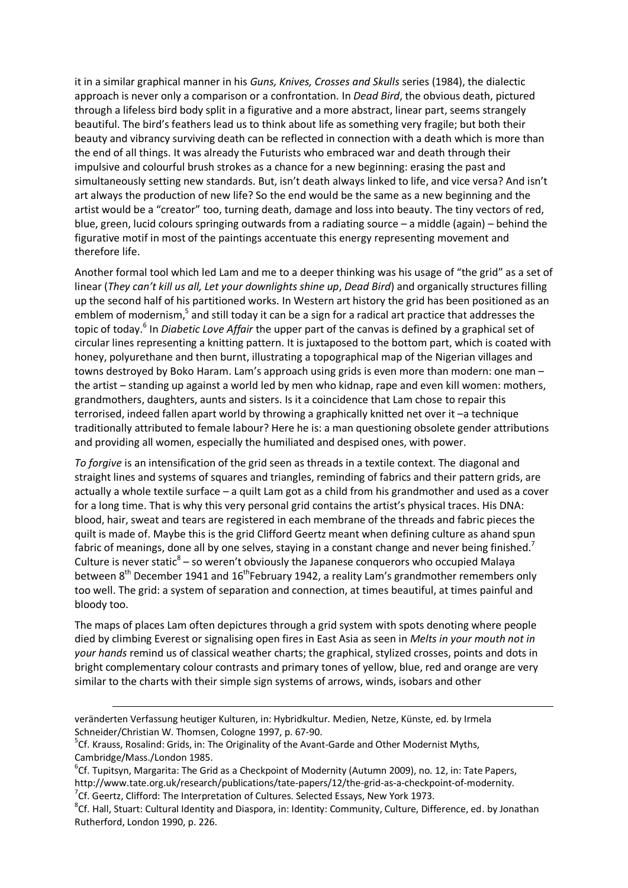it in a similar graphical manner in his *Guns, Knives, Crosses and Skulls* series (1984), the dialectic approach is never only a comparison or a confrontation. In *Dead Bird*, the obvious death, pictured through a lifeless bird body split in a figurative and a more abstract, linear part, seems strangely beautiful. The bird's feathers lead us to think about life as something very fragile; but both their beauty and vibrancy surviving death can be reflected in connection with a death which is more than the end of all things. It was already the Futurists who embraced war and death through their impulsive and colourful brush strokes as a chance for a new beginning: erasing the past and simultaneously setting new standards. But, isn't death always linked to life, and vice versa? And isn't art always the production of new life? So the end would be the same as a new beginning and the artist would be a "creator" too, turning death, damage and loss into beauty. The tiny vectors of red, blue, green, lucid colours springing outwards from a radiating source – a middle (again) – behind the figurative motif in most of the paintings accentuate this energy representing movement and therefore life.

Another formal tool which led Lam and me to a deeper thinking was his usage of "the grid" as a set of linear (*They can't kill us all, Let your downlights shine up*, *Dead Bird*) and organically structures filling up the second half of his partitioned works. In Western art history the grid has been positioned as an emblem of modernism,[5] and still today it can be a sign for a radical art practice that addresses the topic of today.[6] In *Diabetic Love Affair* the upper part of the canvas is defined by a graphical set of circular lines representing a knitting pattern. It is juxtaposed to the bottom part, which is coated with honey, polyurethane and then burnt, illustrating a topographical map of the Nigerian villages and towns destroyed by Boko Haram. Lam's approach using grids is even more than modern: one man – the artist – standing up against a world led by men who kidnap, rape and even kill women: mothers, grandmothers, daughters, aunts and sisters. Is it a coincidence that Lam chose to repair this terrorised, indeed fallen apart world by throwing a graphically knitted net over it –a technique traditionally attributed to female labour? Here he is: a man questioning obsolete gender attributions and providing all women, especially the humiliated and despised ones, with power.

*To forgive* is an intensification of the grid seen as threads in a textile context. The diagonal and straight lines and systems of squares and triangles, reminding of fabrics and their pattern grids, are actually a whole textile surface – a quilt Lam got as a child from his grandmother and used as a cover for a long time. That is why this very personal grid contains the artist's physical traces. His DNA: blood, hair, sweat and tears are registered in each membrane of the threads and fabric pieces the quilt is made of. Maybe this is the grid Clifford Geertz meant when defining culture as ahand spun fabric of meanings, done all by one selves, staying in a constant change and never being finished.[7] Culture is never static[8] – so weren't obviously the Japanese conquerors who occupied Malaya between 8th December 1941 and 16thFebruary 1942, a reality Lam's grandmother remembers only too well. The grid: a system of separation and connection, at times beautiful, at times painful and bloody too.

The maps of places Lam often depictures through a grid system with spots denoting where people died by climbing Everest or signalising open fires in East Asia as seen in *Melts in your mouth not in your hands* remind us of classical weather charts; the graphical, stylized crosses, points and dots in bright complementary colour contrasts and primary tones of yellow, blue, red and orange are very similar to the charts with their simple sign systems of arrows, winds, isobars and other

---

veränderten Verfassung heutiger Kulturen, in: Hybridkultur. Medien, Netze, Künste, ed. by Irmela Schneider/Christian W. Thomsen, Cologne 1997, p. 67-90.

[5] Cf. Krauss, Rosalind: Grids, in: The Originality of the Avant-Garde and Other Modernist Myths, Cambridge/Mass./London 1985.

[6] Cf. Tupitsyn, Margarita: The Grid as a Checkpoint of Modernity (Autumn 2009), no. 12, in: Tate Papers, http://www.tate.org.uk/research/publications/tate-papers/12/the-grid-as-a-checkpoint-of-modernity.

[7] Cf. Geertz, Clifford: The Interpretation of Cultures. Selected Essays, New York 1973.

[8] Cf. Hall, Stuart: Cultural Identity and Diaspora, in: Identity: Community, Culture, Difference, ed. by Jonathan Rutherford, London 1990, p. 226.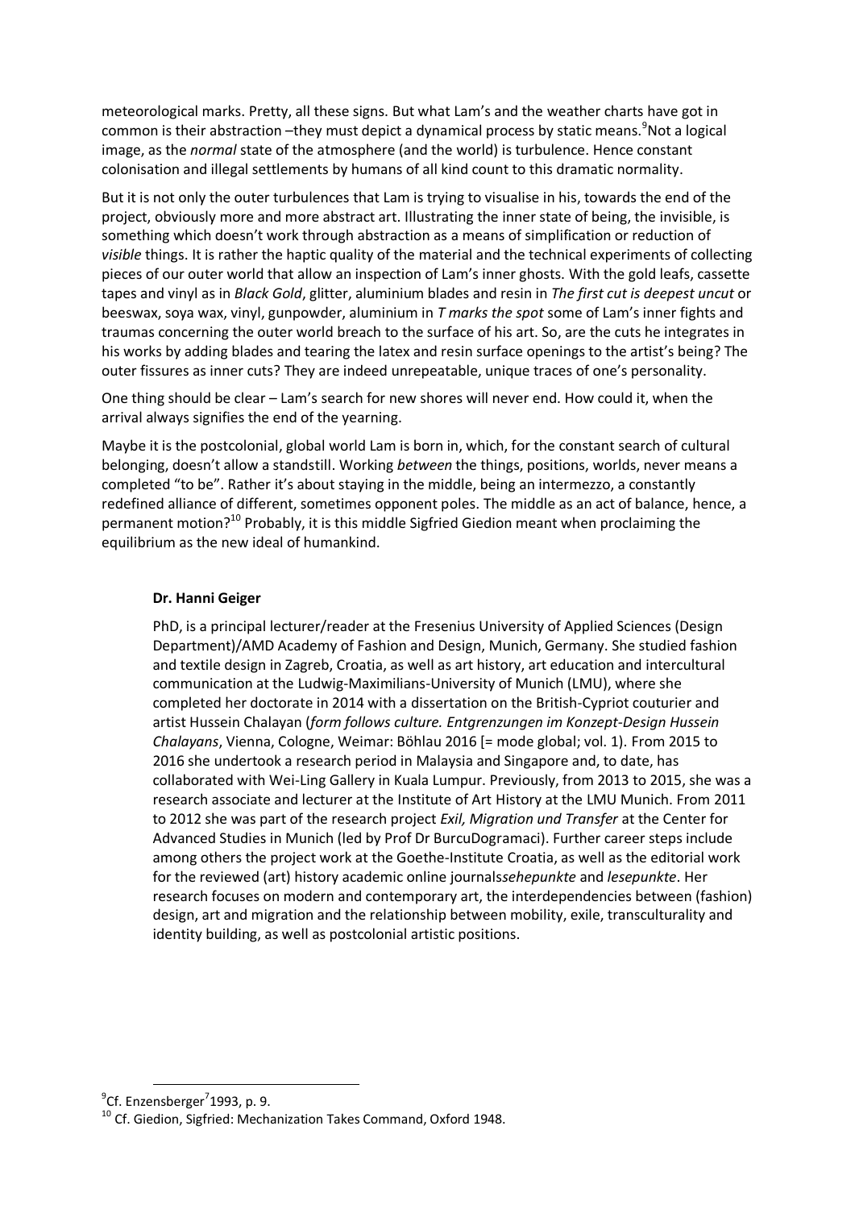meteorological marks. Pretty, all these signs. But what Lam's and the weather charts have got in common is their abstraction –they must depict a dynamical process by static means.[9]Not a logical image, as the *normal* state of the atmosphere (and the world) is turbulence. Hence constant colonisation and illegal settlements by humans of all kind count to this dramatic normality.

But it is not only the outer turbulences that Lam is trying to visualise in his, towards the end of the project, obviously more and more abstract art. Illustrating the inner state of being, the invisible, is something which doesn't work through abstraction as a means of simplification or reduction of *visible* things. It is rather the haptic quality of the material and the technical experiments of collecting pieces of our outer world that allow an inspection of Lam's inner ghosts. With the gold leafs, cassette tapes and vinyl as in *Black Gold*, glitter, aluminium blades and resin in *The first cut is deepest uncut* or beeswax, soya wax, vinyl, gunpowder, aluminium in *T marks the spot* some of Lam's inner fights and traumas concerning the outer world breach to the surface of his art. So, are the cuts he integrates in his works by adding blades and tearing the latex and resin surface openings to the artist's being? The outer fissures as inner cuts? They are indeed unrepeatable, unique traces of one's personality.

One thing should be clear – Lam's search for new shores will never end. How could it, when the arrival always signifies the end of the yearning.

Maybe it is the postcolonial, global world Lam is born in, which, for the constant search of cultural belonging, doesn't allow a standstill. Working *between* the things, positions, worlds, never means a completed "to be". Rather it's about staying in the middle, being an intermezzo, a constantly redefined alliance of different, sometimes opponent poles. The middle as an act of balance, hence, a permanent motion?[10] Probably, it is this middle Sigfried Giedion meant when proclaiming the equilibrium as the new ideal of humankind.

**Dr. Hanni Geiger**

PhD, is a principal lecturer/reader at the Fresenius University of Applied Sciences (Design Department)/AMD Academy of Fashion and Design, Munich, Germany. She studied fashion and textile design in Zagreb, Croatia, as well as art history, art education and intercultural communication at the Ludwig-Maximilians-University of Munich (LMU), where she completed her doctorate in 2014 with a dissertation on the British-Cypriot couturier and artist Hussein Chalayan (*form follows culture. Entgrenzungen im Konzept-Design Hussein Chalayans*, Vienna, Cologne, Weimar: Böhlau 2016 [= mode global; vol. 1). From 2015 to 2016 she undertook a research period in Malaysia and Singapore and, to date, has collaborated with Wei-Ling Gallery in Kuala Lumpur. Previously, from 2013 to 2015, she was a research associate and lecturer at the Institute of Art History at the LMU Munich. From 2011 to 2012 she was part of the research project *Exil, Migration und Transfer* at the Center for Advanced Studies in Munich (led by Prof Dr BurcuDogramaci). Further career steps include among others the project work at the Goethe-Institute Croatia, as well as the editorial work for the reviewed (art) history academic online journals*sehepunkte* and *lesepunkte*. Her research focuses on modern and contemporary art, the interdependencies between (fashion) design, art and migration and the relationship between mobility, exile, transculturality and identity building, as well as postcolonial artistic positions.

---

[9]Cf. Enzensberger[7]1993, p. 9.

[10] Cf. Giedion, Sigfried: Mechanization Takes Command, Oxford 1948.